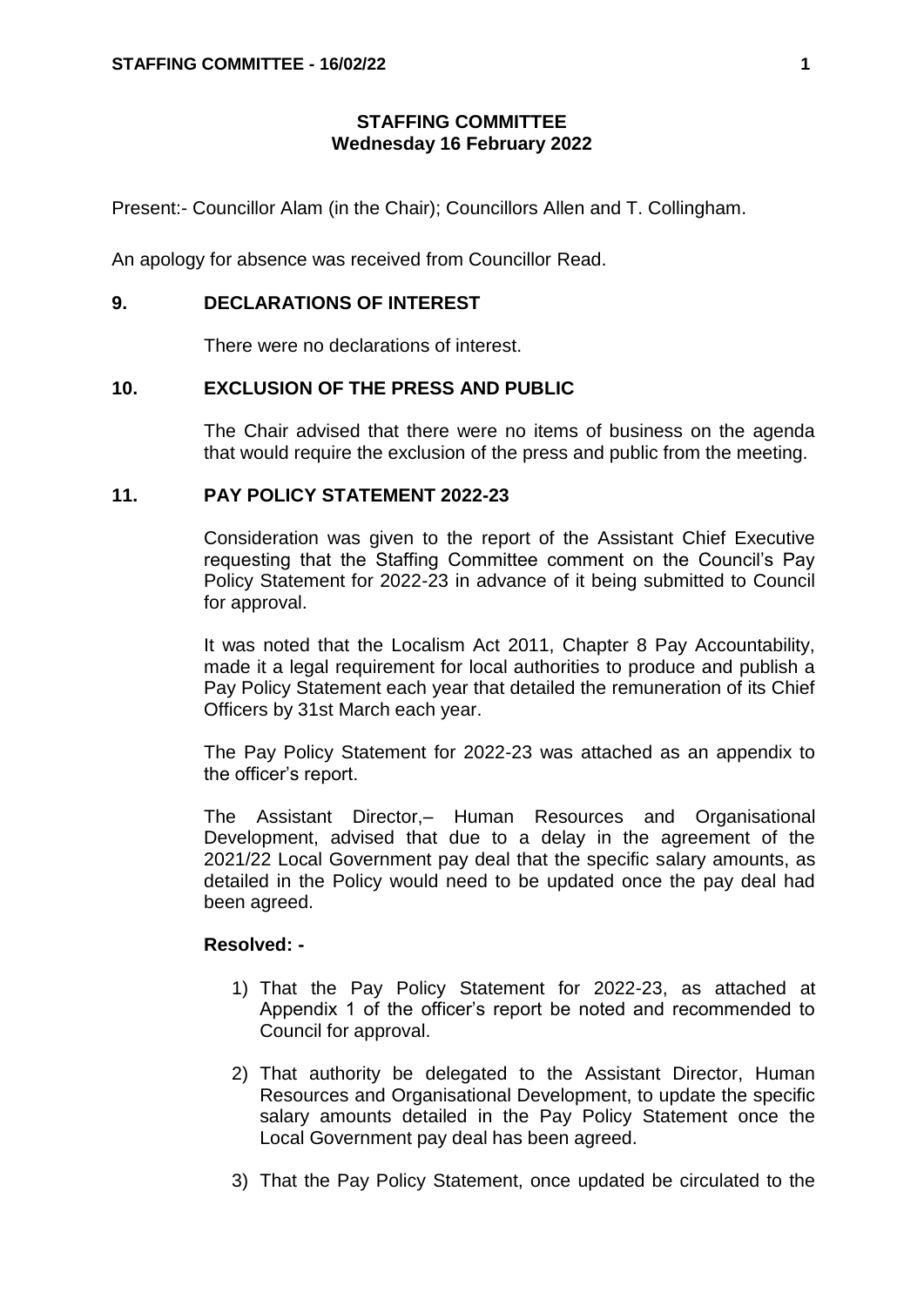# STAFFING COMMITTEE
## Wednesday 16 February 2022

Present:- Councillor Alam (in the Chair); Councillors Allen and T. Collingham.

An apology for absence was received from Councillor Read.

### 9. DECLARATIONS OF INTEREST

There were no declarations of interest.

### 10. EXCLUSION OF THE PRESS AND PUBLIC

The Chair advised that there were no items of business on the agenda that would require the exclusion of the press and public from the meeting.

### 11. PAY POLICY STATEMENT 2022-23

Consideration was given to the report of the Assistant Chief Executive requesting that the Staffing Committee comment on the Council's Pay Policy Statement for 2022-23 in advance of it being submitted to Council for approval.

It was noted that the Localism Act 2011, Chapter 8 Pay Accountability, made it a legal requirement for local authorities to produce and publish a Pay Policy Statement each year that detailed the remuneration of its Chief Officers by 31st March each year.

The Pay Policy Statement for 2022-23 was attached as an appendix to the officer's report.

The Assistant Director,– Human Resources and Organisational Development, advised that due to a delay in the agreement of the 2021/22 Local Government pay deal that the specific salary amounts, as detailed in the Policy would need to be updated once the pay deal had been agreed.

**Resolved: -**

1) That the Pay Policy Statement for 2022-23, as attached at Appendix 1 of the officer's report be noted and recommended to Council for approval.

2) That authority be delegated to the Assistant Director, Human Resources and Organisational Development, to update the specific salary amounts detailed in the Pay Policy Statement once the Local Government pay deal has been agreed.

3) That the Pay Policy Statement, once updated be circulated to the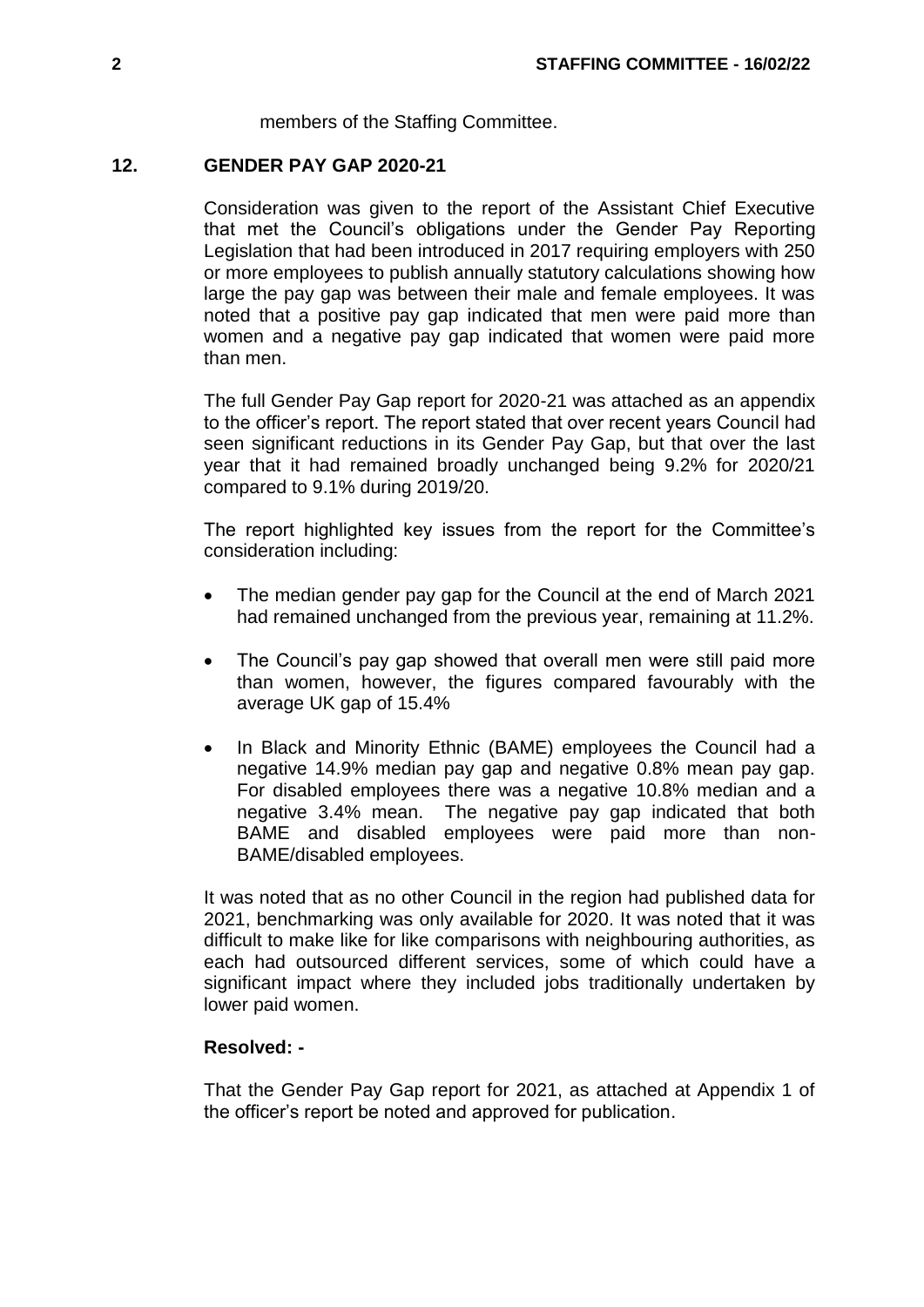members of the Staffing Committee.

## 12. GENDER PAY GAP 2020-21

Consideration was given to the report of the Assistant Chief Executive that met the Council's obligations under the Gender Pay Reporting Legislation that had been introduced in 2017 requiring employers with 250 or more employees to publish annually statutory calculations showing how large the pay gap was between their male and female employees. It was noted that a positive pay gap indicated that men were paid more than women and a negative pay gap indicated that women were paid more than men.

The full Gender Pay Gap report for 2020-21 was attached as an appendix to the officer's report. The report stated that over recent years Council had seen significant reductions in its Gender Pay Gap, but that over the last year that it had remained broadly unchanged being 9.2% for 2020/21 compared to 9.1% during 2019/20.

The report highlighted key issues from the report for the Committee's consideration including:

- The median gender pay gap for the Council at the end of March 2021 had remained unchanged from the previous year, remaining at 11.2%.
- The Council's pay gap showed that overall men were still paid more than women, however, the figures compared favourably with the average UK gap of 15.4%
- In Black and Minority Ethnic (BAME) employees the Council had a negative 14.9% median pay gap and negative 0.8% mean pay gap. For disabled employees there was a negative 10.8% median and a negative 3.4% mean. The negative pay gap indicated that both BAME and disabled employees were paid more than non-BAME/disabled employees.

It was noted that as no other Council in the region had published data for 2021, benchmarking was only available for 2020. It was noted that it was difficult to make like for like comparisons with neighbouring authorities, as each had outsourced different services, some of which could have a significant impact where they included jobs traditionally undertaken by lower paid women.

**Resolved: -**

That the Gender Pay Gap report for 2021, as attached at Appendix 1 of the officer's report be noted and approved for publication.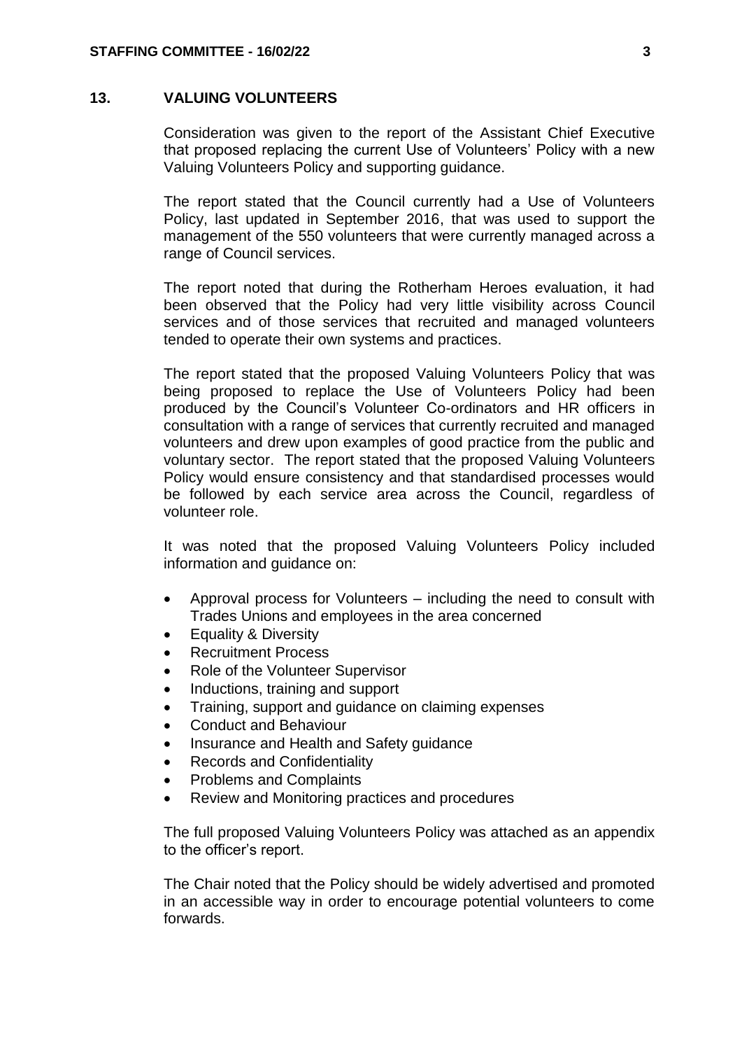## 13. VALUING VOLUNTEERS

Consideration was given to the report of the Assistant Chief Executive that proposed replacing the current Use of Volunteers' Policy with a new Valuing Volunteers Policy and supporting guidance.

The report stated that the Council currently had a Use of Volunteers Policy, last updated in September 2016, that was used to support the management of the 550 volunteers that were currently managed across a range of Council services.

The report noted that during the Rotherham Heroes evaluation, it had been observed that the Policy had very little visibility across Council services and of those services that recruited and managed volunteers tended to operate their own systems and practices.

The report stated that the proposed Valuing Volunteers Policy that was being proposed to replace the Use of Volunteers Policy had been produced by the Council's Volunteer Co-ordinators and HR officers in consultation with a range of services that currently recruited and managed volunteers and drew upon examples of good practice from the public and voluntary sector. The report stated that the proposed Valuing Volunteers Policy would ensure consistency and that standardised processes would be followed by each service area across the Council, regardless of volunteer role.

It was noted that the proposed Valuing Volunteers Policy included information and guidance on:

- Approval process for Volunteers – including the need to consult with Trades Unions and employees in the area concerned
- Equality & Diversity
- Recruitment Process
- Role of the Volunteer Supervisor
- Inductions, training and support
- Training, support and guidance on claiming expenses
- Conduct and Behaviour
- Insurance and Health and Safety guidance
- Records and Confidentiality
- Problems and Complaints
- Review and Monitoring practices and procedures

The full proposed Valuing Volunteers Policy was attached as an appendix to the officer's report.

The Chair noted that the Policy should be widely advertised and promoted in an accessible way in order to encourage potential volunteers to come forwards.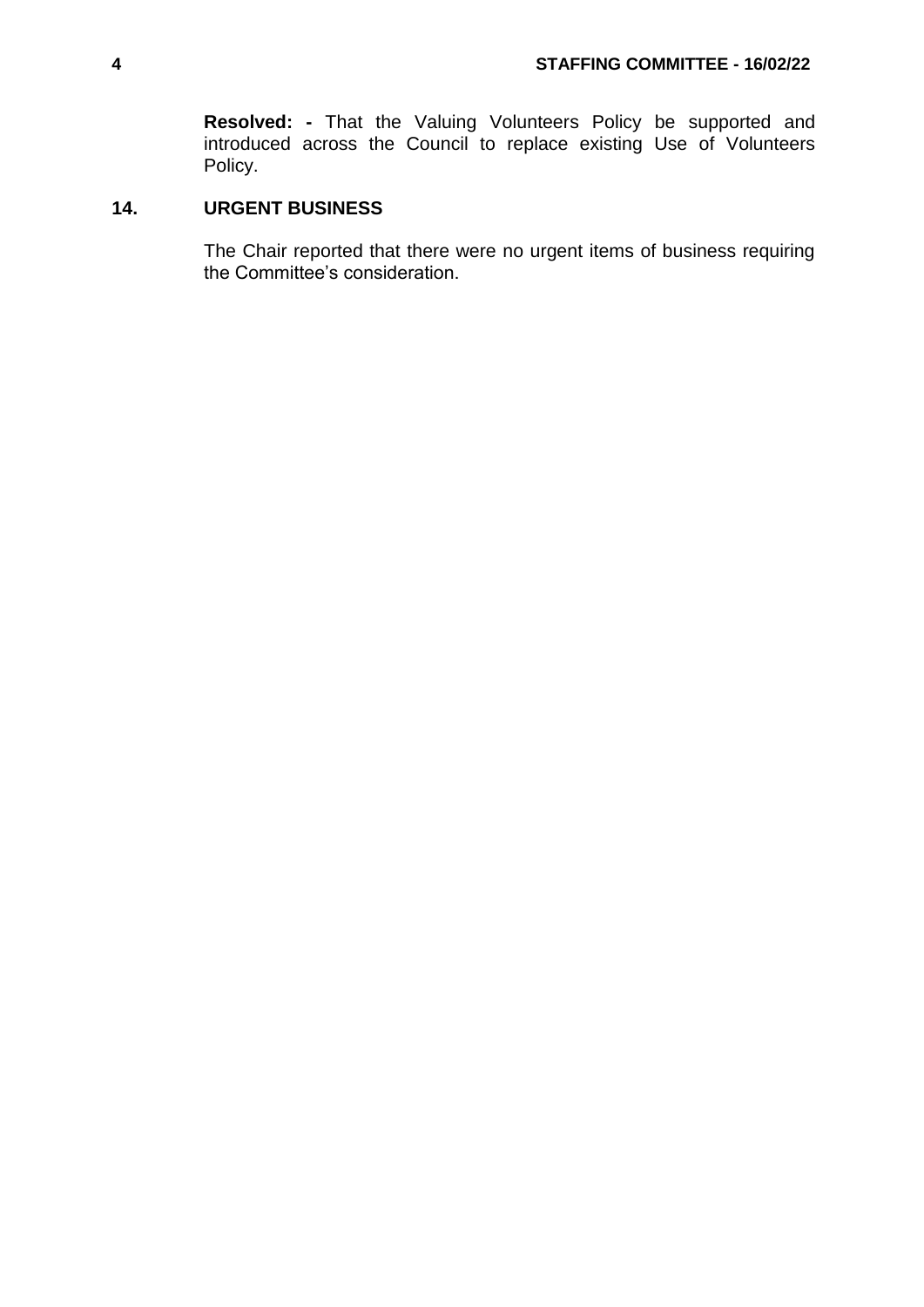**Resolved: -** That the Valuing Volunteers Policy be supported and introduced across the Council to replace existing Use of Volunteers Policy.

## 14. URGENT BUSINESS

The Chair reported that there were no urgent items of business requiring the Committee's consideration.